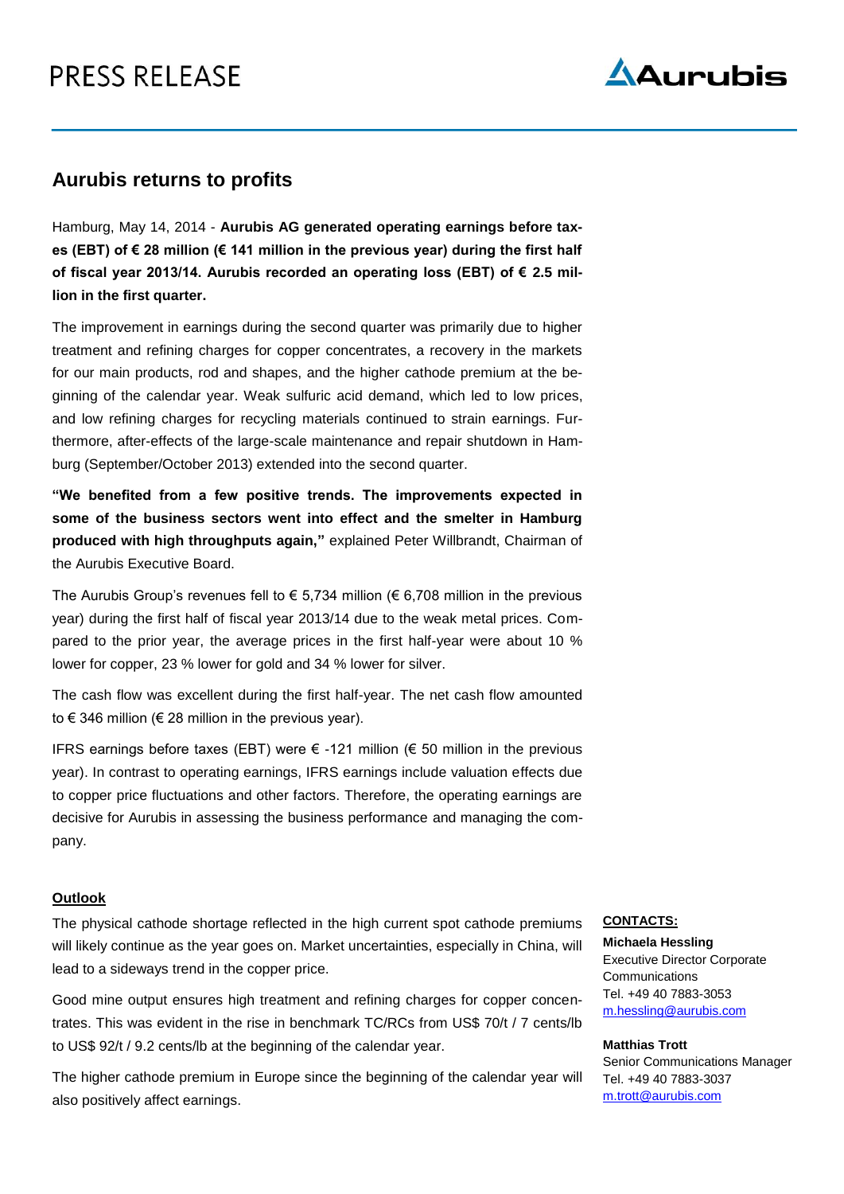# PRESS RELEASE

## Aurubis returns to profits

Hamburg, May 14, 2014 - **Aurubis AG generated operating earnings before taxes (EBT) of € 28 million (€ 141 million in the previous year) during the first half of fiscal year 2013/14. Aurubis recorded an operating loss (EBT) of € 2.5 million in the first quarter.**

The improvement in earnings during the second quarter was primarily due to higher treatment and refining charges for copper concentrates, a recovery in the markets for our main products, rod and shapes, and the higher cathode premium at the beginning of the calendar year. Weak sulfuric acid demand, which led to low prices, and low refining charges for recycling materials continued to strain earnings. Furthermore, after-effects of the large-scale maintenance and repair shutdown in Hamburg (September/October 2013) extended into the second quarter.

**"We benefited from a few positive trends. The improvements expected in some of the business sectors went into effect and the smelter in Hamburg produced with high throughputs again,"** explained Peter Willbrandt, Chairman of the Aurubis Executive Board.

The Aurubis Group's revenues fell to € 5,734 million (€ 6,708 million in the previous year) during the first half of fiscal year 2013/14 due to the weak metal prices. Compared to the prior year, the average prices in the first half-year were about 10 % lower for copper, 23 % lower for gold and 34 % lower for silver.

The cash flow was excellent during the first half-year. The net cash flow amounted to € 346 million (€ 28 million in the previous year).

IFRS earnings before taxes (EBT) were € -121 million (€ 50 million in the previous year). In contrast to operating earnings, IFRS earnings include valuation effects due to copper price fluctuations and other factors. Therefore, the operating earnings are decisive for Aurubis in assessing the business performance and managing the company.

**Outlook**

The physical cathode shortage reflected in the high current spot cathode premiums will likely continue as the year goes on. Market uncertainties, especially in China, will lead to a sideways trend in the copper price.

Good mine output ensures high treatment and refining charges for copper concentrates. This was evident in the rise in benchmark TC/RCs from US$ 70/t / 7 cents/lb to US$ 92/t / 9.2 cents/lb at the beginning of the calendar year.

The higher cathode premium in Europe since the beginning of the calendar year will also positively affect earnings.

**CONTACTS:**

**Michaela Hessling**
Executive Director Corporate Communications
Tel. +49 40 7883-3053
m.hessling@aurubis.com

**Matthias Trott**
Senior Communications Manager
Tel. +49 40 7883-3037
m.trott@aurubis.com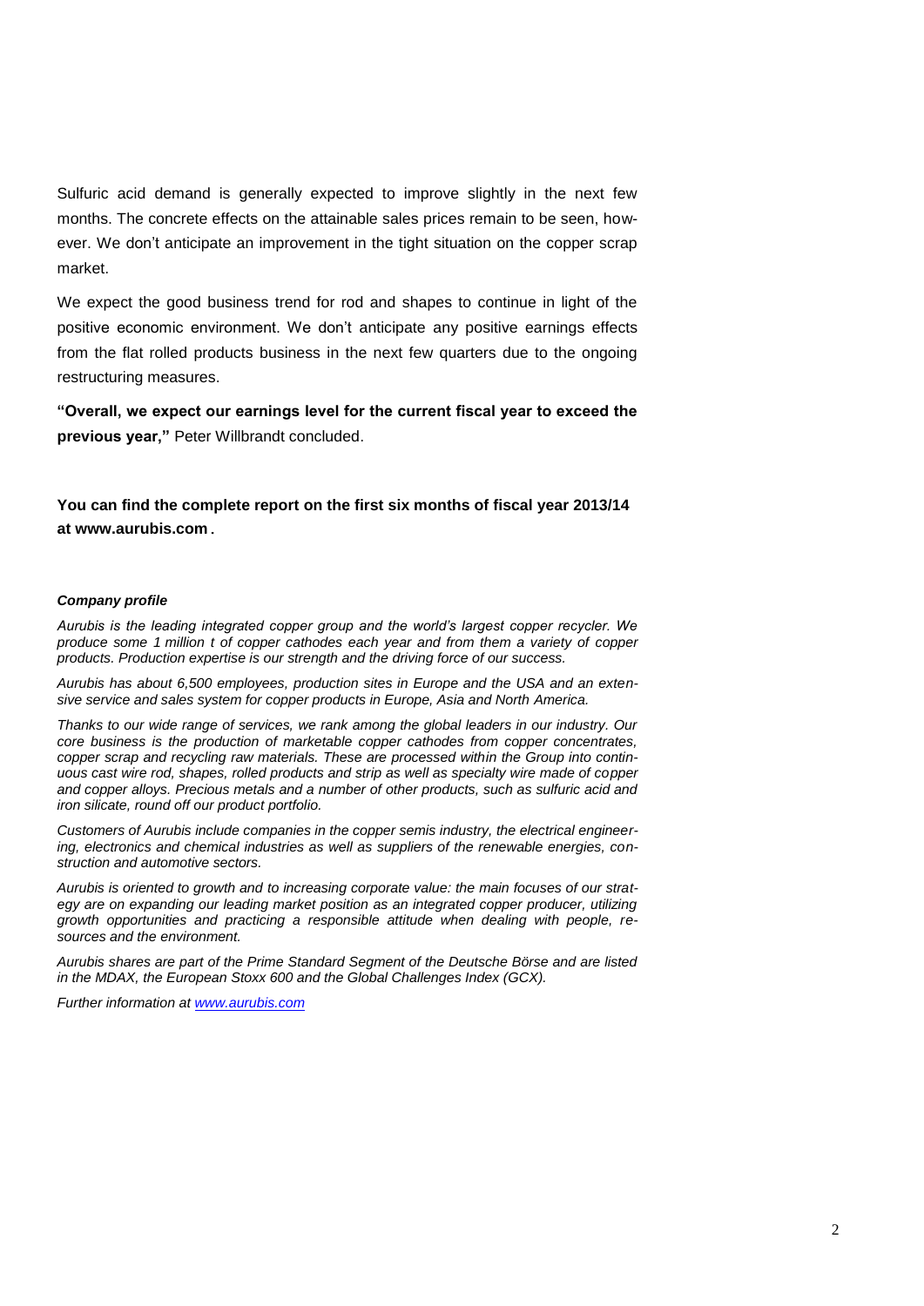Sulfuric acid demand is generally expected to improve slightly in the next few months. The concrete effects on the attainable sales prices remain to be seen, however. We don't anticipate an improvement in the tight situation on the copper scrap market.

We expect the good business trend for rod and shapes to continue in light of the positive economic environment. We don't anticipate any positive earnings effects from the flat rolled products business in the next few quarters due to the ongoing restructuring measures.

**"Overall, we expect our earnings level for the current fiscal year to exceed the previous year,"** Peter Willbrandt concluded.

**You can find the complete report on the first six months of fiscal year 2013/14 at www.aurubis.com.**

***Company profile***

*Aurubis is the leading integrated copper group and the world's largest copper recycler. We produce some 1 million t of copper cathodes each year and from them a variety of copper products. Production expertise is our strength and the driving force of our success.*

*Aurubis has about 6,500 employees, production sites in Europe and the USA and an extensive service and sales system for copper products in Europe, Asia and North America.*

*Thanks to our wide range of services, we rank among the global leaders in our industry. Our core business is the production of marketable copper cathodes from copper concentrates, copper scrap and recycling raw materials. These are processed within the Group into continuous cast wire rod, shapes, rolled products and strip as well as specialty wire made of copper and copper alloys. Precious metals and a number of other products, such as sulfuric acid and iron silicate, round off our product portfolio.*

*Customers of Aurubis include companies in the copper semis industry, the electrical engineering, electronics and chemical industries as well as suppliers of the renewable energies, construction and automotive sectors.*

*Aurubis is oriented to growth and to increasing corporate value: the main focuses of our strategy are on expanding our leading market position as an integrated copper producer, utilizing growth opportunities and practicing a responsible attitude when dealing with people, resources and the environment.*

*Aurubis shares are part of the Prime Standard Segment of the Deutsche Börse and are listed in the MDAX, the European Stoxx 600 and the Global Challenges Index (GCX).*

*Further information at www.aurubis.com*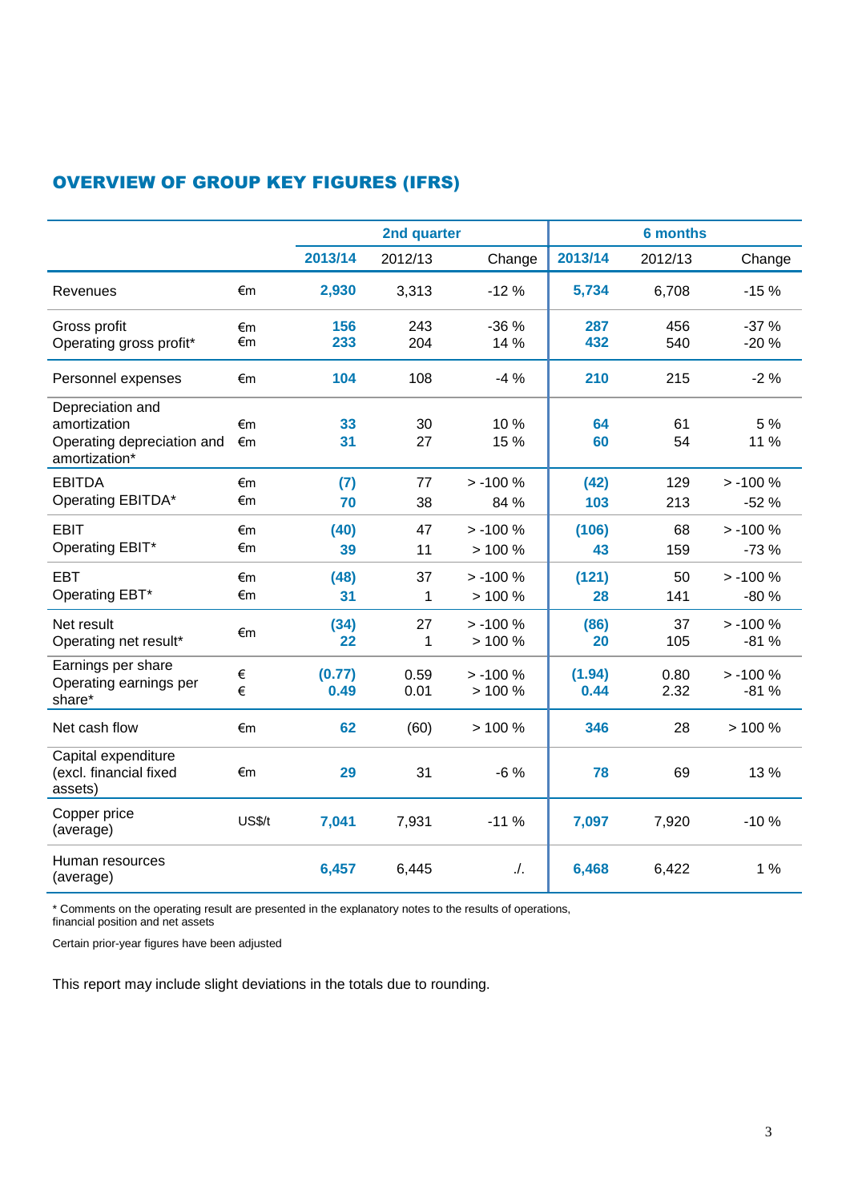## OVERVIEW OF GROUP KEY FIGURES (IFRS)

| | | 2nd quarter | | | 6 months | | |
|---|---|---|---|---|---|---|---|
| | | **2013/14** | 2012/13 | Change | **2013/14** | 2012/13 | Change |
| Revenues | €m | **2,930** | 3,313 | -12 % | **5,734** | 6,708 | -15 % |
| Gross profit | €m | **156** | 243 | -36 % | **287** | 456 | -37 % |
| Operating gross profit* | €m | **233** | 204 | 14 % | **432** | 540 | -20 % |
| Personnel expenses | €m | **104** | 108 | -4 % | **210** | 215 | -2 % |
| Depreciation and amortization | €m | **33** | 30 | 10 % | **64** | 61 | 5 % |
| Operating depreciation and amortization* | €m | **31** | 27 | 15 % | **60** | 54 | 11 % |
| EBITDA | €m | **(7)** | 77 | > -100 % | **(42)** | 129 | > -100 % |
| Operating EBITDA* | €m | **70** | 38 | 84 % | **103** | 213 | -52 % |
| EBIT | €m | **(40)** | 47 | > -100 % | **(106)** | 68 | > -100 % |
| Operating EBIT* | €m | **39** | 11 | > 100 % | **43** | 159 | -73 % |
| EBT | €m | **(48)** | 37 | > -100 % | **(121)** | 50 | > -100 % |
| Operating EBT* | €m | **31** | 1 | > 100 % | **28** | 141 | -80 % |
| Net result | €m | **(34)** | 27 | > -100 % | **(86)** | 37 | > -100 % |
| Operating net result* | €m | **22** | 1 | > 100 % | **20** | 105 | -81 % |
| Earnings per share | € | **(0.77)** | 0.59 | > -100 % | **(1.94)** | 0.80 | > -100 % |
| Operating earnings per share* | € | **0.49** | 0.01 | > 100 % | **0.44** | 2.32 | -81 % |
| Net cash flow | €m | **62** | (60) | > 100 % | **346** | 28 | > 100 % |
| Capital expenditure (excl. financial fixed assets) | €m | **29** | 31 | -6 % | **78** | 69 | 13 % |
| Copper price (average) | US$/t | **7,041** | 7,931 | -11 % | **7,097** | 7,920 | -10 % |
| Human resources (average) | | **6,457** | 6,445 | ./. | **6,468** | 6,422 | 1 % |

* Comments on the operating result are presented in the explanatory notes to the results of operations, financial position and net assets

Certain prior-year figures have been adjusted

This report may include slight deviations in the totals due to rounding.